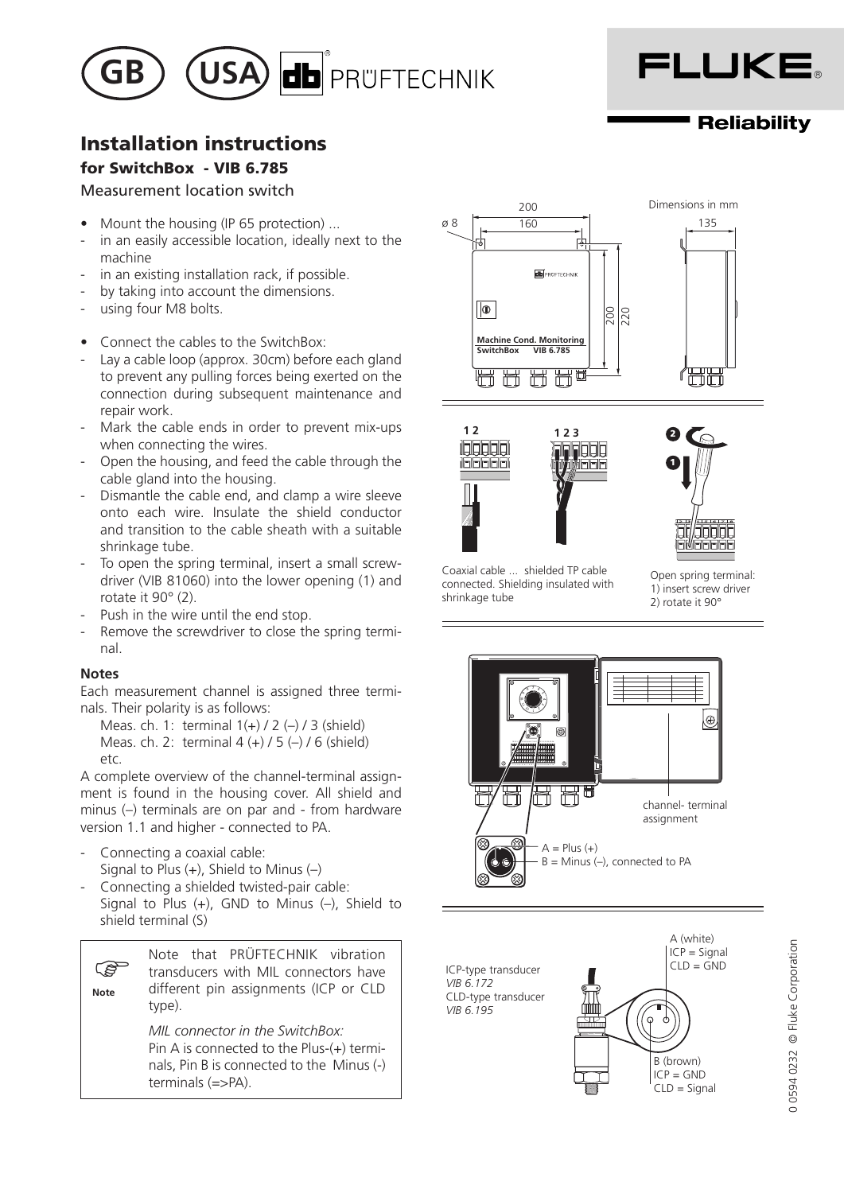GB USA PRÜFTECHNIK

FLUKE

Reliability

# Installation instructions

### for SwitchBox - VIB 6.785

Measurement location switch

- Mount the housing (IP 65 protection) ...
  - in an easily accessible location, ideally next to the machine
  - in an existing installation rack, if possible.
  - by taking into account the dimensions.
  - using four M8 bolts.

- Connect the cables to the SwitchBox:
  - Lay a cable loop (approx. 30cm) before each gland to prevent any pulling forces being exerted on the connection during subsequent maintenance and repair work.
  - Mark the cable ends in order to prevent mix-ups when connecting the wires.
  - Open the housing, and feed the cable through the cable gland into the housing.
  - Dismantle the cable end, and clamp a wire sleeve onto each wire. Insulate the shield conductor and transition to the cable sheath with a suitable shrinkage tube.
  - To open the spring terminal, insert a small screwdriver (VIB 81060) into the lower opening (1) and rotate it 90° (2).
  - Push in the wire until the end stop.
  - Remove the screwdriver to close the spring terminal.

**Notes**

Each measurement channel is assigned three terminals. Their polarity is as follows:

Meas. ch. 1: terminal 1(+) / 2 (–) / 3 (shield)
Meas. ch. 2: terminal 4 (+) / 5 (–) / 6 (shield)
etc.

A complete overview of the channel-terminal assignment is found in the housing cover. All shield and minus (–) terminals are on par and - from hardware version 1.1 and higher - connected to PA.

- Connecting a coaxial cable:
  Signal to Plus (+), Shield to Minus (–)
- Connecting a shielded twisted-pair cable:
  Signal to Plus (+), GND to Minus (–), Shield to shield terminal (S)

> **Note**
>
> Note that PRÜFTECHNIK vibration transducers with MIL connectors have different pin assignments (ICP or CLD type).
>
> *MIL connector in the SwitchBox:*
> Pin A is connected to the Plus-(+) terminals, Pin B is connected to the Minus (-) terminals (=>PA).

Dimensions in mm

ø 8
200
160
135
200
220

Machine Cond. Monitoring
SwitchBox VIB 6.785

1 2
1 2 3

Coaxial cable ... shielded TP cable connected. Shielding insulated with shrinkage tube

Open spring terminal:
1) insert screw driver
2) rotate it 90°

channel- terminal assignment

A = Plus (+)
B = Minus (–), connected to PA

ICP-type transducer
*VIB 6.172*
CLD-type transducer
*VIB 6.195*

A (white)
ICP = Signal
CLD = GND

B (brown)
ICP = GND
CLD = Signal

0 0594 0232 © Fluke Corporation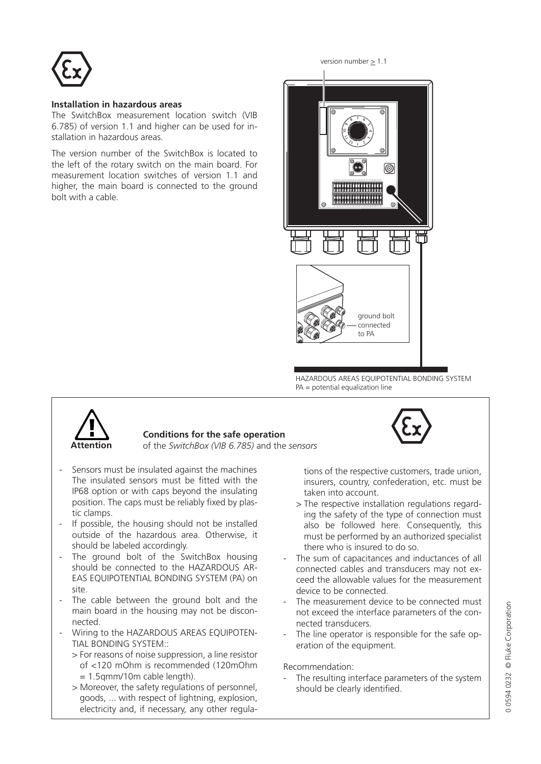## Installation in hazardous areas

The SwitchBox measurement location switch (VIB 6.785) of version 1.1 and higher can be used for installation in hazardous areas.

The version number of the SwitchBox is located to the left of the rotary switch on the main board. For measurement location switches of version 1.1 and higher, the main board is connected to the ground bolt with a cable.

version number ≥ 1.1

ground bolt connected to PA

HAZARDOUS AREAS EQUIPOTENTIAL BONDING SYSTEM
PA = potential equalization line

Attention

**Conditions for the safe operation**
of the *SwitchBox (VIB 6.785)* and the *sensors*

- Sensors must be insulated against the machines The insulated sensors must be fitted with the IP68 option or with caps beyond the insulating position. The caps must be reliably fixed by plastic clamps.
- If possible, the housing should not be installed outside of the hazardous area. Otherwise, it should be labeled accordingly.
- The ground bolt of the SwitchBox housing should be connected to the HAZARDOUS AREAS EQUIPOTENTIAL BONDING SYSTEM (PA) on site.
- The cable between the ground bolt and the main board in the housing may not be disconnected.
- Wiring to the HAZARDOUS AREAS EQUIPOTENTIAL BONDING SYSTEM::
  > For reasons of noise suppression, a line resistor of <120 mOhm is recommended (120mOhm = 1.5qmm/10m cable length).
  > Moreover, the safety regulations of personnel, goods, ... with respect of lightning, explosion, electricity and, if necessary, any other regulations of the respective customers, trade union, insurers, country, confederation, etc. must be taken into account.
  > The respective installation regulations regarding the safety of the type of connection must also be followed here. Consequently, this must be performed by an authorized specialist there who is insured to do so.
- The sum of capacitances and inductances of all connected cables and transducers may not exceed the allowable values for the measurement device to be connected.
- The measurement device to be connected must not exceed the interface parameters of the connected transducers.
- The line operator is responsible for the safe operation of the equipment.

Recommendation:

- The resulting interface parameters of the system should be clearly identified.

0 0594 0232 © Fluke Corporation